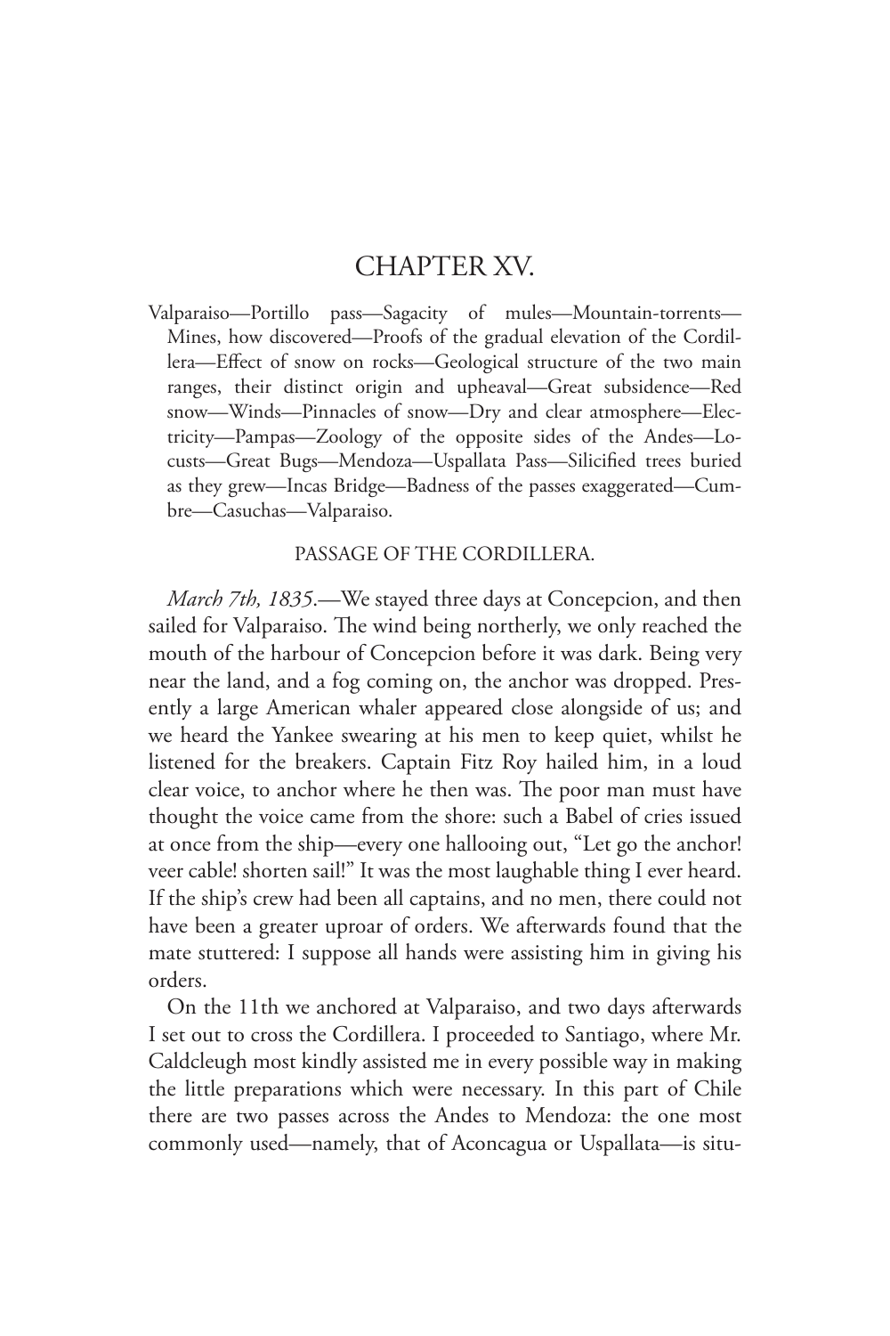# CHAPTER XV.

Valparaiso—Portillo pass—Sagacity of mules—Mountain-torrents—Mines, how discovered—Proofs of the gradual elevation of the Cordillera—Effect of snow on rocks—Geological structure of the two main ranges, their distinct origin and upheaval—Great subsidence—Red snow—Winds—Pinnacles of snow—Dry and clear atmosphere—Electricity—Pampas—Zoology of the opposite sides of the Andes—Locusts—Great Bugs—Mendoza—Uspallata Pass—Silicified trees buried as they grew—Incas Bridge—Badness of the passes exaggerated—Cumbre—Casuchas—Valparaiso.

## PASSAGE OF THE CORDILLERA.

*March 7th, 1835.*—We stayed three days at Concepcion, and then sailed for Valparaiso. The wind being northerly, we only reached the mouth of the harbour of Concepcion before it was dark. Being very near the land, and a fog coming on, the anchor was dropped. Presently a large American whaler appeared close alongside of us; and we heard the Yankee swearing at his men to keep quiet, whilst he listened for the breakers. Captain Fitz Roy hailed him, in a loud clear voice, to anchor where he then was. The poor man must have thought the voice came from the shore: such a Babel of cries issued at once from the ship—every one hallooing out, "Let go the anchor! veer cable! shorten sail!" It was the most laughable thing I ever heard. If the ship's crew had been all captains, and no men, there could not have been a greater uproar of orders. We afterwards found that the mate stuttered: I suppose all hands were assisting him in giving his orders.

On the 11th we anchored at Valparaiso, and two days afterwards I set out to cross the Cordillera. I proceeded to Santiago, where Mr. Caldcleugh most kindly assisted me in every possible way in making the little preparations which were necessary. In this part of Chile there are two passes across the Andes to Mendoza: the one most commonly used—namely, that of Aconcagua or Uspallata—is situ-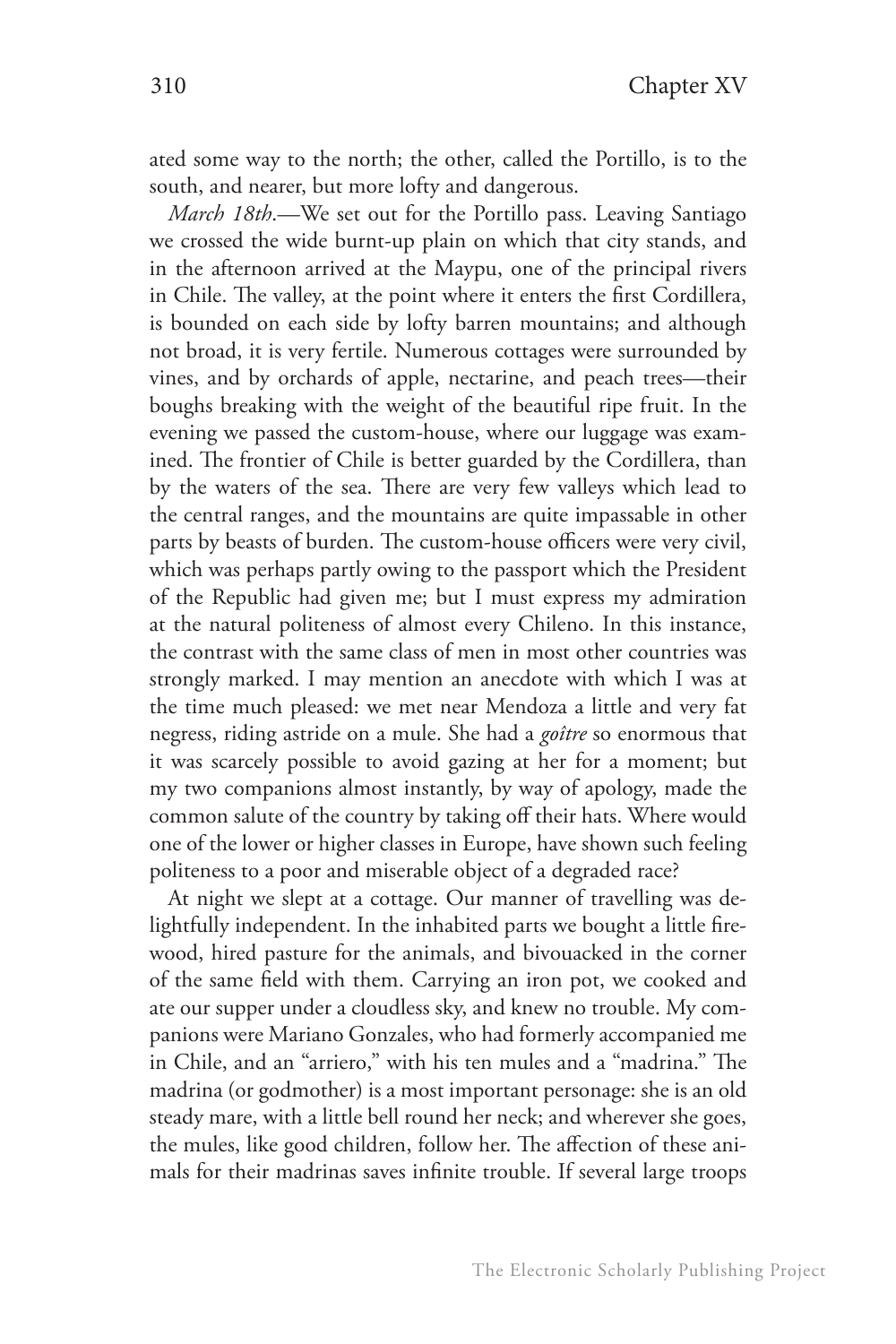ated some way to the north; the other, called the Portillo, is to the south, and nearer, but more lofty and dangerous.

*March 18th*.—We set out for the Portillo pass. Leaving Santiago we crossed the wide burnt-up plain on which that city stands, and in the afternoon arrived at the Maypu, one of the principal rivers in Chile. The valley, at the point where it enters the first Cordillera, is bounded on each side by lofty barren mountains; and although not broad, it is very fertile. Numerous cottages were surrounded by vines, and by orchards of apple, nectarine, and peach trees—their boughs breaking with the weight of the beautiful ripe fruit. In the evening we passed the custom-house, where our luggage was examined. The frontier of Chile is better guarded by the Cordillera, than by the waters of the sea. There are very few valleys which lead to the central ranges, and the mountains are quite impassable in other parts by beasts of burden. The custom-house officers were very civil, which was perhaps partly owing to the passport which the President of the Republic had given me; but I must express my admiration at the natural politeness of almost every Chileno. In this instance, the contrast with the same class of men in most other countries was strongly marked. I may mention an anecdote with which I was at the time much pleased: we met near Mendoza a little and very fat negress, riding astride on a mule. She had a *goître* so enormous that it was scarcely possible to avoid gazing at her for a moment; but my two companions almost instantly, by way of apology, made the common salute of the country by taking off their hats. Where would one of the lower or higher classes in Europe, have shown such feeling politeness to a poor and miserable object of a degraded race?

At night we slept at a cottage. Our manner of travelling was delightfully independent. In the inhabited parts we bought a little firewood, hired pasture for the animals, and bivouacked in the corner of the same field with them. Carrying an iron pot, we cooked and ate our supper under a cloudless sky, and knew no trouble. My companions were Mariano Gonzales, who had formerly accompanied me in Chile, and an "arriero," with his ten mules and a "madrina." The madrina (or godmother) is a most important personage: she is an old steady mare, with a little bell round her neck; and wherever she goes, the mules, like good children, follow her. The affection of these animals for their madrinas saves infinite trouble. If several large troops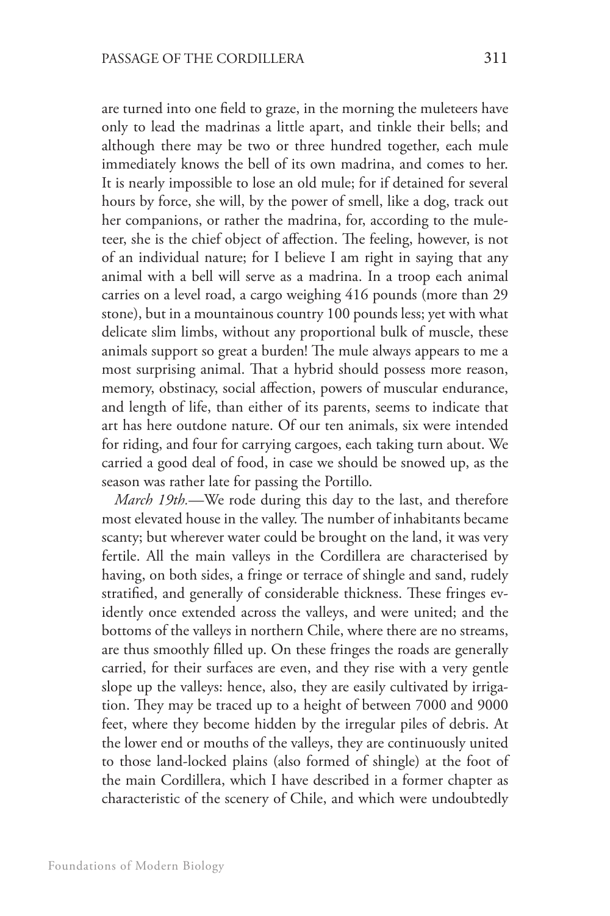are turned into one field to graze, in the morning the muleteers have only to lead the madrinas a little apart, and tinkle their bells; and although there may be two or three hundred together, each mule immediately knows the bell of its own madrina, and comes to her. It is nearly impossible to lose an old mule; for if detained for several hours by force, she will, by the power of smell, like a dog, track out her companions, or rather the madrina, for, according to the muleteer, she is the chief object of affection. The feeling, however, is not of an individual nature; for I believe I am right in saying that any animal with a bell will serve as a madrina. In a troop each animal carries on a level road, a cargo weighing 416 pounds (more than 29 stone), but in a mountainous country 100 pounds less; yet with what delicate slim limbs, without any proportional bulk of muscle, these animals support so great a burden! The mule always appears to me a most surprising animal. That a hybrid should possess more reason, memory, obstinacy, social affection, powers of muscular endurance, and length of life, than either of its parents, seems to indicate that art has here outdone nature. Of our ten animals, six were intended for riding, and four for carrying cargoes, each taking turn about. We carried a good deal of food, in case we should be snowed up, as the season was rather late for passing the Portillo.

*March 19th.*—We rode during this day to the last, and therefore most elevated house in the valley. The number of inhabitants became scanty; but wherever water could be brought on the land, it was very fertile. All the main valleys in the Cordillera are characterised by having, on both sides, a fringe or terrace of shingle and sand, rudely stratified, and generally of considerable thickness. These fringes evidently once extended across the valleys, and were united; and the bottoms of the valleys in northern Chile, where there are no streams, are thus smoothly filled up. On these fringes the roads are generally carried, for their surfaces are even, and they rise with a very gentle slope up the valleys: hence, also, they are easily cultivated by irrigation. They may be traced up to a height of between 7000 and 9000 feet, where they become hidden by the irregular piles of debris. At the lower end or mouths of the valleys, they are continuously united to those land-locked plains (also formed of shingle) at the foot of the main Cordillera, which I have described in a former chapter as characteristic of the scenery of Chile, and which were undoubtedly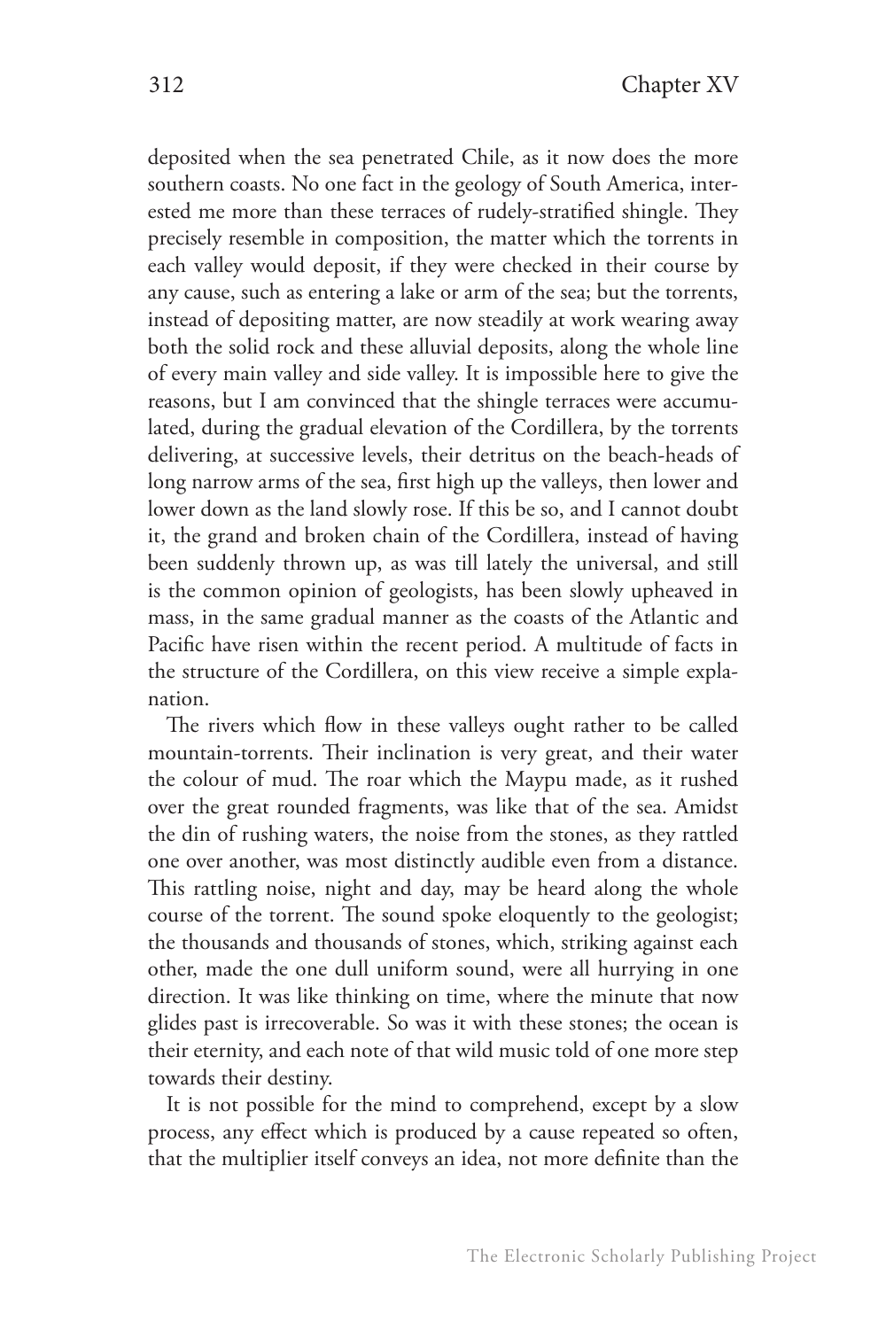deposited when the sea penetrated Chile, as it now does the more southern coasts. No one fact in the geology of South America, interested me more than these terraces of rudely-stratified shingle. They precisely resemble in composition, the matter which the torrents in each valley would deposit, if they were checked in their course by any cause, such as entering a lake or arm of the sea; but the torrents, instead of depositing matter, are now steadily at work wearing away both the solid rock and these alluvial deposits, along the whole line of every main valley and side valley. It is impossible here to give the reasons, but I am convinced that the shingle terraces were accumulated, during the gradual elevation of the Cordillera, by the torrents delivering, at successive levels, their detritus on the beach-heads of long narrow arms of the sea, first high up the valleys, then lower and lower down as the land slowly rose. If this be so, and I cannot doubt it, the grand and broken chain of the Cordillera, instead of having been suddenly thrown up, as was till lately the universal, and still is the common opinion of geologists, has been slowly upheaved in mass, in the same gradual manner as the coasts of the Atlantic and Pacific have risen within the recent period. A multitude of facts in the structure of the Cordillera, on this view receive a simple explanation.

The rivers which flow in these valleys ought rather to be called mountain-torrents. Their inclination is very great, and their water the colour of mud. The roar which the Maypu made, as it rushed over the great rounded fragments, was like that of the sea. Amidst the din of rushing waters, the noise from the stones, as they rattled one over another, was most distinctly audible even from a distance. This rattling noise, night and day, may be heard along the whole course of the torrent. The sound spoke eloquently to the geologist; the thousands and thousands of stones, which, striking against each other, made the one dull uniform sound, were all hurrying in one direction. It was like thinking on time, where the minute that now glides past is irrecoverable. So was it with these stones; the ocean is their eternity, and each note of that wild music told of one more step towards their destiny.

It is not possible for the mind to comprehend, except by a slow process, any effect which is produced by a cause repeated so often, that the multiplier itself conveys an idea, not more definite than the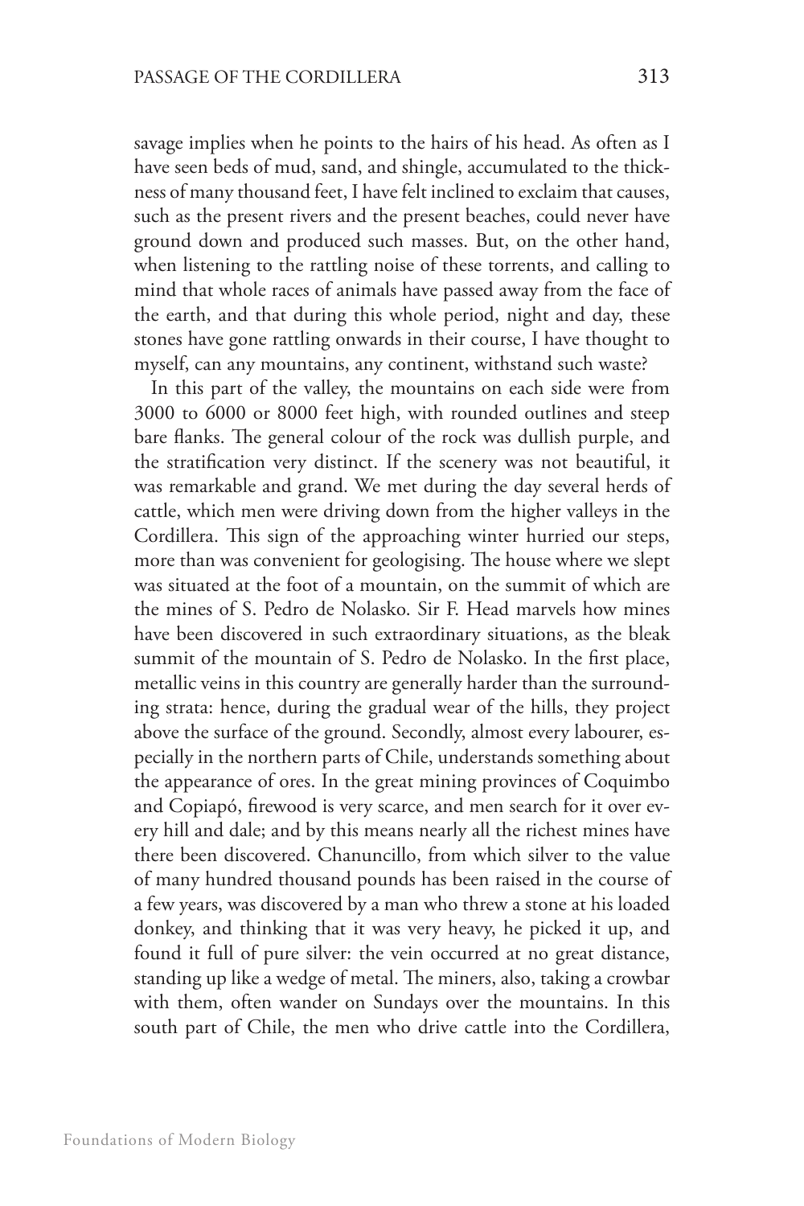savage implies when he points to the hairs of his head. As often as I have seen beds of mud, sand, and shingle, accumulated to the thickness of many thousand feet, I have felt inclined to exclaim that causes, such as the present rivers and the present beaches, could never have ground down and produced such masses. But, on the other hand, when listening to the rattling noise of these torrents, and calling to mind that whole races of animals have passed away from the face of the earth, and that during this whole period, night and day, these stones have gone rattling onwards in their course, I have thought to myself, can any mountains, any continent, withstand such waste?

In this part of the valley, the mountains on each side were from 3000 to 6000 or 8000 feet high, with rounded outlines and steep bare flanks. The general colour of the rock was dullish purple, and the stratification very distinct. If the scenery was not beautiful, it was remarkable and grand. We met during the day several herds of cattle, which men were driving down from the higher valleys in the Cordillera. This sign of the approaching winter hurried our steps, more than was convenient for geologising. The house where we slept was situated at the foot of a mountain, on the summit of which are the mines of S. Pedro de Nolasko. Sir F. Head marvels how mines have been discovered in such extraordinary situations, as the bleak summit of the mountain of S. Pedro de Nolasko. In the first place, metallic veins in this country are generally harder than the surrounding strata: hence, during the gradual wear of the hills, they project above the surface of the ground. Secondly, almost every labourer, especially in the northern parts of Chile, understands something about the appearance of ores. In the great mining provinces of Coquimbo and Copiapó, firewood is very scarce, and men search for it over every hill and dale; and by this means nearly all the richest mines have there been discovered. Chanuncillo, from which silver to the value of many hundred thousand pounds has been raised in the course of a few years, was discovered by a man who threw a stone at his loaded donkey, and thinking that it was very heavy, he picked it up, and found it full of pure silver: the vein occurred at no great distance, standing up like a wedge of metal. The miners, also, taking a crowbar with them, often wander on Sundays over the mountains. In this south part of Chile, the men who drive cattle into the Cordillera,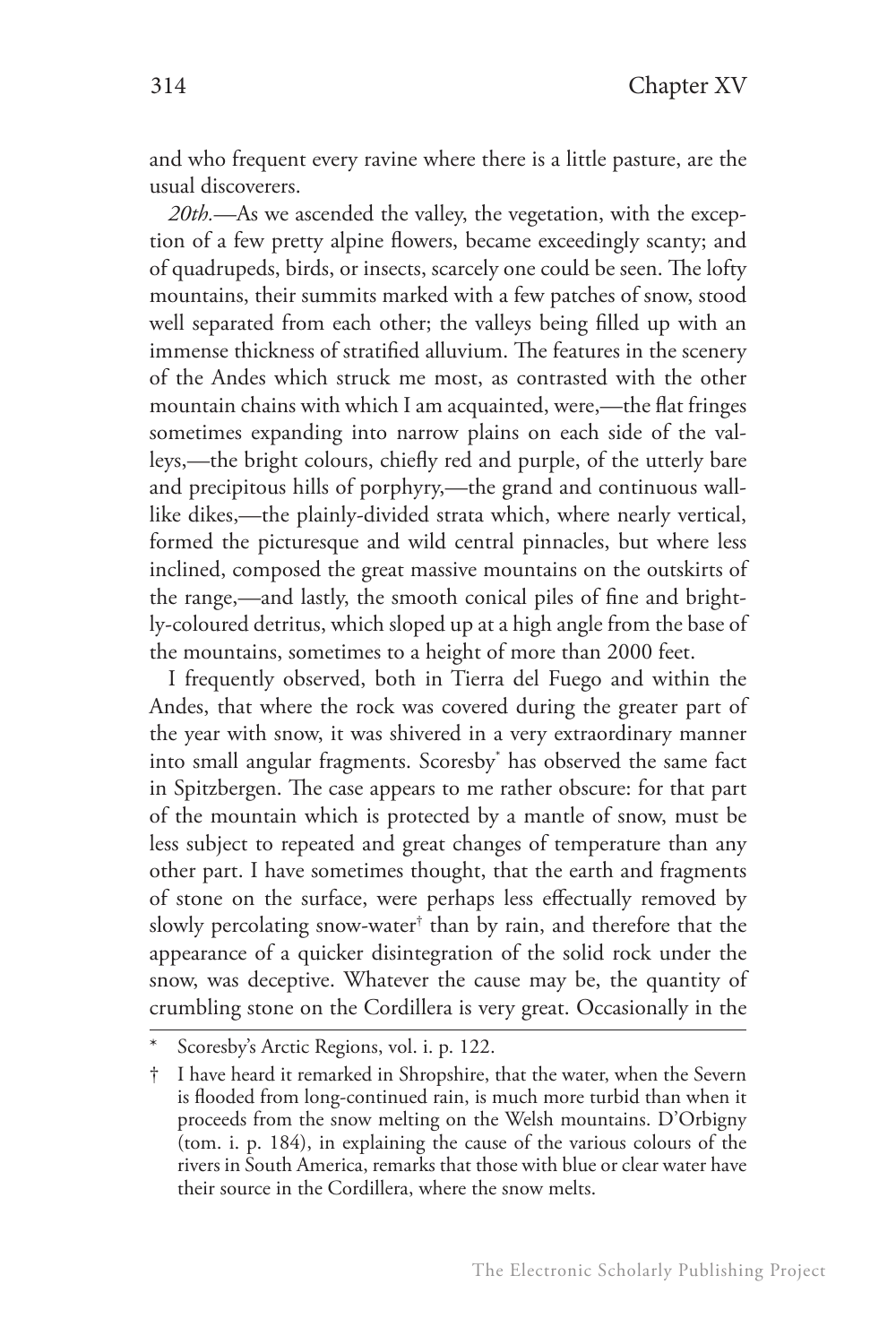and who frequent every ravine where there is a little pasture, are the usual discoverers.

*20th.*—As we ascended the valley, the vegetation, with the exception of a few pretty alpine flowers, became exceedingly scanty; and of quadrupeds, birds, or insects, scarcely one could be seen. The lofty mountains, their summits marked with a few patches of snow, stood well separated from each other; the valleys being filled up with an immense thickness of stratified alluvium. The features in the scenery of the Andes which struck me most, as contrasted with the other mountain chains with which I am acquainted, were,—the flat fringes sometimes expanding into narrow plains on each side of the valleys,—the bright colours, chiefly red and purple, of the utterly bare and precipitous hills of porphyry,—the grand and continuous wall-like dikes,—the plainly-divided strata which, where nearly vertical, formed the picturesque and wild central pinnacles, but where less inclined, composed the great massive mountains on the outskirts of the range,—and lastly, the smooth conical piles of fine and brightly-coloured detritus, which sloped up at a high angle from the base of the mountains, sometimes to a height of more than 2000 feet.

I frequently observed, both in Tierra del Fuego and within the Andes, that where the rock was covered during the greater part of the year with snow, it was shivered in a very extraordinary manner into small angular fragments. Scoresby[*] has observed the same fact in Spitzbergen. The case appears to me rather obscure: for that part of the mountain which is protected by a mantle of snow, must be less subject to repeated and great changes of temperature than any other part. I have sometimes thought, that the earth and fragments of stone on the surface, were perhaps less effectually removed by slowly percolating snow-water[†] than by rain, and therefore that the appearance of a quicker disintegration of the solid rock under the snow, was deceptive. Whatever the cause may be, the quantity of crumbling stone on the Cordillera is very great. Occasionally in the

---

\* Scoresby's Arctic Regions, vol. i. p. 122.

† I have heard it remarked in Shropshire, that the water, when the Severn is flooded from long-continued rain, is much more turbid than when it proceeds from the snow melting on the Welsh mountains. D'Orbigny (tom. i. p. 184), in explaining the cause of the various colours of the rivers in South America, remarks that those with blue or clear water have their source in the Cordillera, where the snow melts.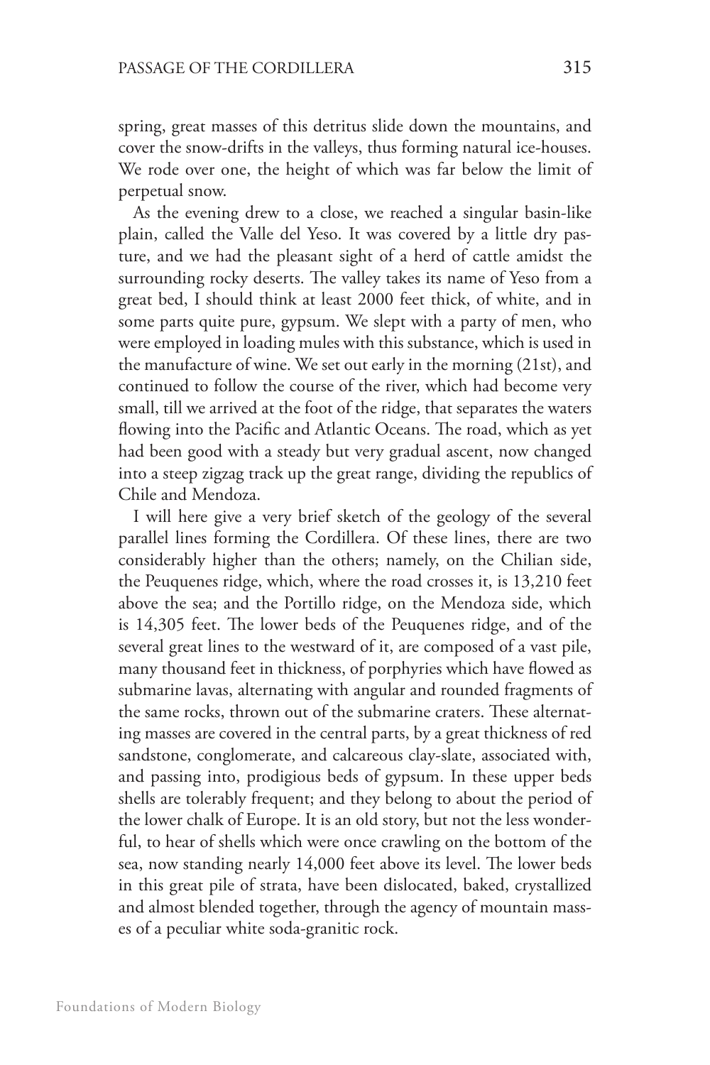spring, great masses of this detritus slide down the mountains, and cover the snow-drifts in the valleys, thus forming natural ice-houses. We rode over one, the height of which was far below the limit of perpetual snow.

As the evening drew to a close, we reached a singular basin-like plain, called the Valle del Yeso. It was covered by a little dry pasture, and we had the pleasant sight of a herd of cattle amidst the surrounding rocky deserts. The valley takes its name of Yeso from a great bed, I should think at least 2000 feet thick, of white, and in some parts quite pure, gypsum. We slept with a party of men, who were employed in loading mules with this substance, which is used in the manufacture of wine. We set out early in the morning (21st), and continued to follow the course of the river, which had become very small, till we arrived at the foot of the ridge, that separates the waters flowing into the Pacific and Atlantic Oceans. The road, which as yet had been good with a steady but very gradual ascent, now changed into a steep zigzag track up the great range, dividing the republics of Chile and Mendoza.

I will here give a very brief sketch of the geology of the several parallel lines forming the Cordillera. Of these lines, there are two considerably higher than the others; namely, on the Chilian side, the Peuquenes ridge, which, where the road crosses it, is 13,210 feet above the sea; and the Portillo ridge, on the Mendoza side, which is 14,305 feet. The lower beds of the Peuquenes ridge, and of the several great lines to the westward of it, are composed of a vast pile, many thousand feet in thickness, of porphyries which have flowed as submarine lavas, alternating with angular and rounded fragments of the same rocks, thrown out of the submarine craters. These alternating masses are covered in the central parts, by a great thickness of red sandstone, conglomerate, and calcareous clay-slate, associated with, and passing into, prodigious beds of gypsum. In these upper beds shells are tolerably frequent; and they belong to about the period of the lower chalk of Europe. It is an old story, but not the less wonderful, to hear of shells which were once crawling on the bottom of the sea, now standing nearly 14,000 feet above its level. The lower beds in this great pile of strata, have been dislocated, baked, crystallized and almost blended together, through the agency of mountain masses of a peculiar white soda-granitic rock.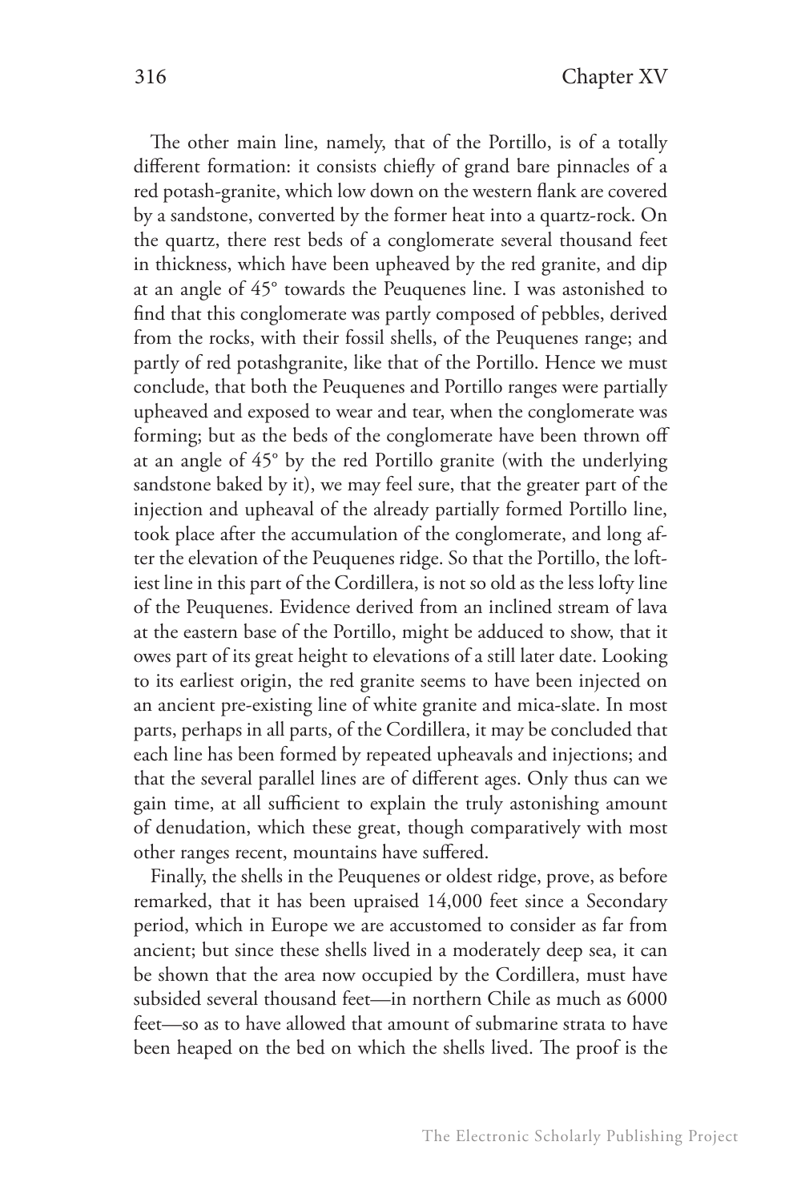The other main line, namely, that of the Portillo, is of a totally different formation: it consists chiefly of grand bare pinnacles of a red potash-granite, which low down on the western flank are covered by a sandstone, converted by the former heat into a quartz-rock. On the quartz, there rest beds of a conglomerate several thousand feet in thickness, which have been upheaved by the red granite, and dip at an angle of 45° towards the Peuquenes line. I was astonished to find that this conglomerate was partly composed of pebbles, derived from the rocks, with their fossil shells, of the Peuquenes range; and partly of red potashgranite, like that of the Portillo. Hence we must conclude, that both the Peuquenes and Portillo ranges were partially upheaved and exposed to wear and tear, when the conglomerate was forming; but as the beds of the conglomerate have been thrown off at an angle of 45° by the red Portillo granite (with the underlying sandstone baked by it), we may feel sure, that the greater part of the injection and upheaval of the already partially formed Portillo line, took place after the accumulation of the conglomerate, and long after the elevation of the Peuquenes ridge. So that the Portillo, the loftiest line in this part of the Cordillera, is not so old as the less lofty line of the Peuquenes. Evidence derived from an inclined stream of lava at the eastern base of the Portillo, might be adduced to show, that it owes part of its great height to elevations of a still later date. Looking to its earliest origin, the red granite seems to have been injected on an ancient pre-existing line of white granite and mica-slate. In most parts, perhaps in all parts, of the Cordillera, it may be concluded that each line has been formed by repeated upheavals and injections; and that the several parallel lines are of different ages. Only thus can we gain time, at all sufficient to explain the truly astonishing amount of denudation, which these great, though comparatively with most other ranges recent, mountains have suffered.

Finally, the shells in the Peuquenes or oldest ridge, prove, as before remarked, that it has been upraised 14,000 feet since a Secondary period, which in Europe we are accustomed to consider as far from ancient; but since these shells lived in a moderately deep sea, it can be shown that the area now occupied by the Cordillera, must have subsided several thousand feet—in northern Chile as much as 6000 feet—so as to have allowed that amount of submarine strata to have been heaped on the bed on which the shells lived. The proof is the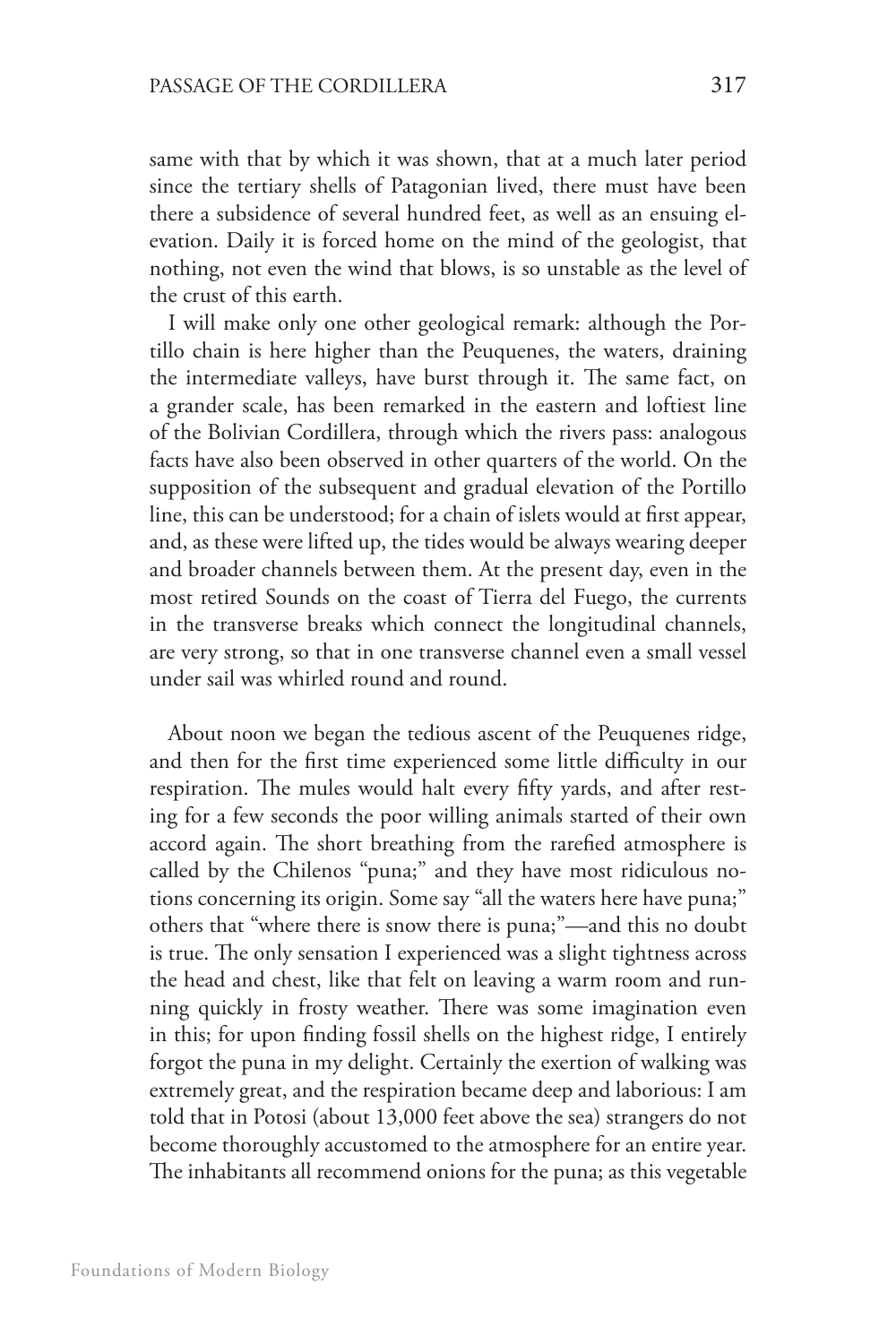same with that by which it was shown, that at a much later period since the tertiary shells of Patagonian lived, there must have been there a subsidence of several hundred feet, as well as an ensuing elevation. Daily it is forced home on the mind of the geologist, that nothing, not even the wind that blows, is so unstable as the level of the crust of this earth.

I will make only one other geological remark: although the Portillo chain is here higher than the Peuquenes, the waters, draining the intermediate valleys, have burst through it. The same fact, on a grander scale, has been remarked in the eastern and loftiest line of the Bolivian Cordillera, through which the rivers pass: analogous facts have also been observed in other quarters of the world. On the supposition of the subsequent and gradual elevation of the Portillo line, this can be understood; for a chain of islets would at first appear, and, as these were lifted up, the tides would be always wearing deeper and broader channels between them. At the present day, even in the most retired Sounds on the coast of Tierra del Fuego, the currents in the transverse breaks which connect the longitudinal channels, are very strong, so that in one transverse channel even a small vessel under sail was whirled round and round.

About noon we began the tedious ascent of the Peuquenes ridge, and then for the first time experienced some little difficulty in our respiration. The mules would halt every fifty yards, and after resting for a few seconds the poor willing animals started of their own accord again. The short breathing from the rarefied atmosphere is called by the Chilenos "puna;" and they have most ridiculous notions concerning its origin. Some say "all the waters here have puna;" others that "where there is snow there is puna;"—and this no doubt is true. The only sensation I experienced was a slight tightness across the head and chest, like that felt on leaving a warm room and running quickly in frosty weather. There was some imagination even in this; for upon finding fossil shells on the highest ridge, I entirely forgot the puna in my delight. Certainly the exertion of walking was extremely great, and the respiration became deep and laborious: I am told that in Potosi (about 13,000 feet above the sea) strangers do not become thoroughly accustomed to the atmosphere for an entire year. The inhabitants all recommend onions for the puna; as this vegetable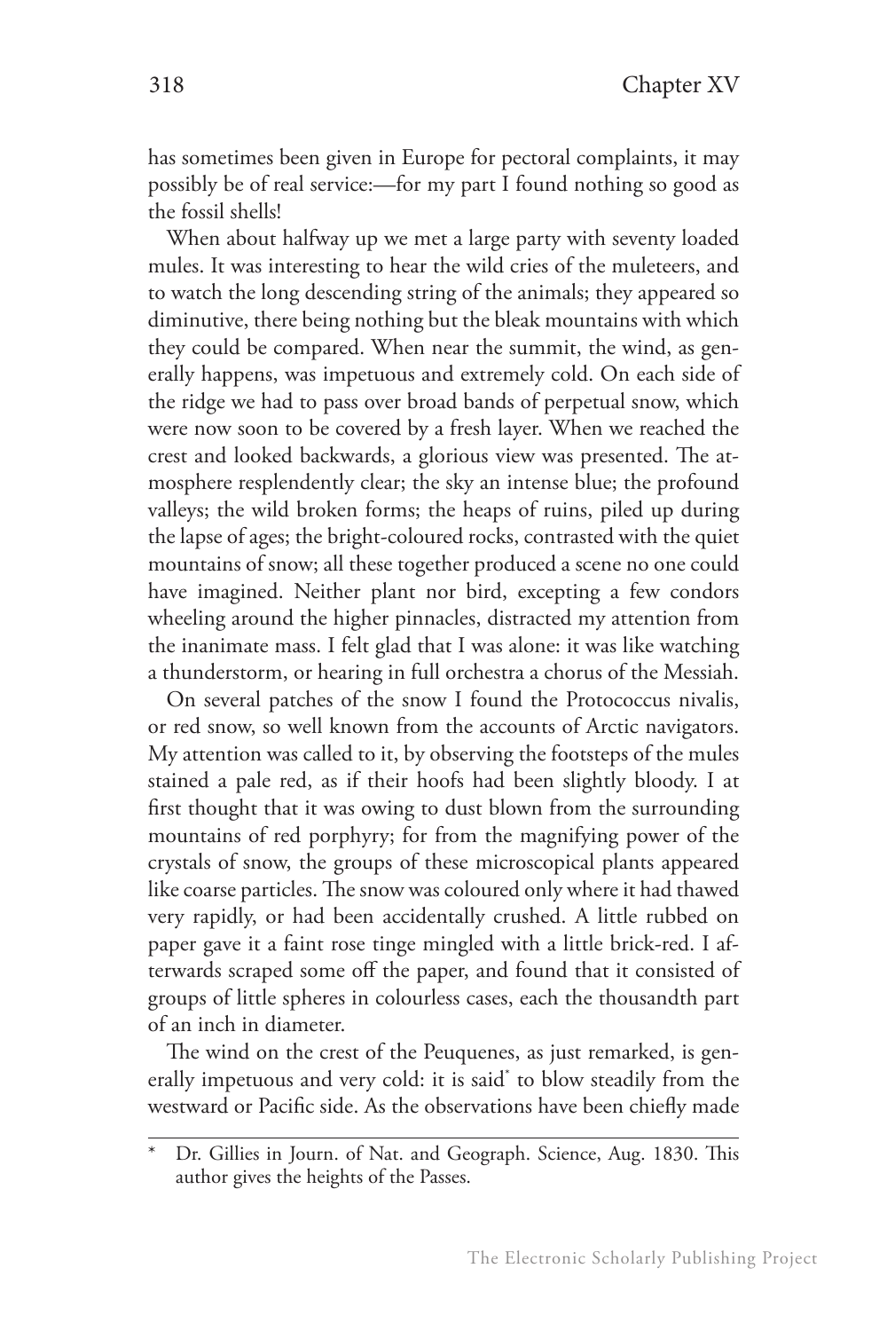has sometimes been given in Europe for pectoral complaints, it may possibly be of real service:—for my part I found nothing so good as the fossil shells!

When about halfway up we met a large party with seventy loaded mules. It was interesting to hear the wild cries of the muleteers, and to watch the long descending string of the animals; they appeared so diminutive, there being nothing but the bleak mountains with which they could be compared. When near the summit, the wind, as generally happens, was impetuous and extremely cold. On each side of the ridge we had to pass over broad bands of perpetual snow, which were now soon to be covered by a fresh layer. When we reached the crest and looked backwards, a glorious view was presented. The atmosphere resplendently clear; the sky an intense blue; the profound valleys; the wild broken forms; the heaps of ruins, piled up during the lapse of ages; the bright-coloured rocks, contrasted with the quiet mountains of snow; all these together produced a scene no one could have imagined. Neither plant nor bird, excepting a few condors wheeling around the higher pinnacles, distracted my attention from the inanimate mass. I felt glad that I was alone: it was like watching a thunderstorm, or hearing in full orchestra a chorus of the Messiah.

On several patches of the snow I found the Protococcus nivalis, or red snow, so well known from the accounts of Arctic navigators. My attention was called to it, by observing the footsteps of the mules stained a pale red, as if their hoofs had been slightly bloody. I at first thought that it was owing to dust blown from the surrounding mountains of red porphyry; for from the magnifying power of the crystals of snow, the groups of these microscopical plants appeared like coarse particles. The snow was coloured only where it had thawed very rapidly, or had been accidentally crushed. A little rubbed on paper gave it a faint rose tinge mingled with a little brick-red. I afterwards scraped some off the paper, and found that it consisted of groups of little spheres in colourless cases, each the thousandth part of an inch in diameter.

The wind on the crest of the Peuquenes, as just remarked, is generally impetuous and very cold: it is said* to blow steadily from the westward or Pacific side. As the observations have been chiefly made

---

\* Dr. Gillies in Journ. of Nat. and Geograph. Science, Aug. 1830. This author gives the heights of the Passes.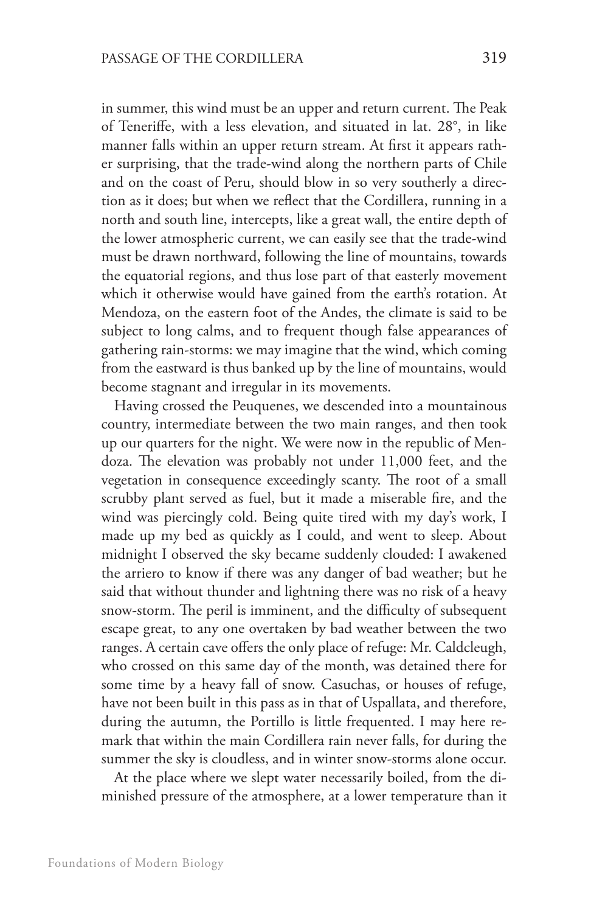in summer, this wind must be an upper and return current. The Peak of Teneriffe, with a less elevation, and situated in lat. 28°, in like manner falls within an upper return stream. At first it appears rather surprising, that the trade-wind along the northern parts of Chile and on the coast of Peru, should blow in so very southerly a direction as it does; but when we reflect that the Cordillera, running in a north and south line, intercepts, like a great wall, the entire depth of the lower atmospheric current, we can easily see that the trade-wind must be drawn northward, following the line of mountains, towards the equatorial regions, and thus lose part of that easterly movement which it otherwise would have gained from the earth's rotation. At Mendoza, on the eastern foot of the Andes, the climate is said to be subject to long calms, and to frequent though false appearances of gathering rain-storms: we may imagine that the wind, which coming from the eastward is thus banked up by the line of mountains, would become stagnant and irregular in its movements.

Having crossed the Peuquenes, we descended into a mountainous country, intermediate between the two main ranges, and then took up our quarters for the night. We were now in the republic of Mendoza. The elevation was probably not under 11,000 feet, and the vegetation in consequence exceedingly scanty. The root of a small scrubby plant served as fuel, but it made a miserable fire, and the wind was piercingly cold. Being quite tired with my day's work, I made up my bed as quickly as I could, and went to sleep. About midnight I observed the sky became suddenly clouded: I awakened the arriero to know if there was any danger of bad weather; but he said that without thunder and lightning there was no risk of a heavy snow-storm. The peril is imminent, and the difficulty of subsequent escape great, to any one overtaken by bad weather between the two ranges. A certain cave offers the only place of refuge: Mr. Caldcleugh, who crossed on this same day of the month, was detained there for some time by a heavy fall of snow. Casuchas, or houses of refuge, have not been built in this pass as in that of Uspallata, and therefore, during the autumn, the Portillo is little frequented. I may here remark that within the main Cordillera rain never falls, for during the summer the sky is cloudless, and in winter snow-storms alone occur.

At the place where we slept water necessarily boiled, from the diminished pressure of the atmosphere, at a lower temperature than it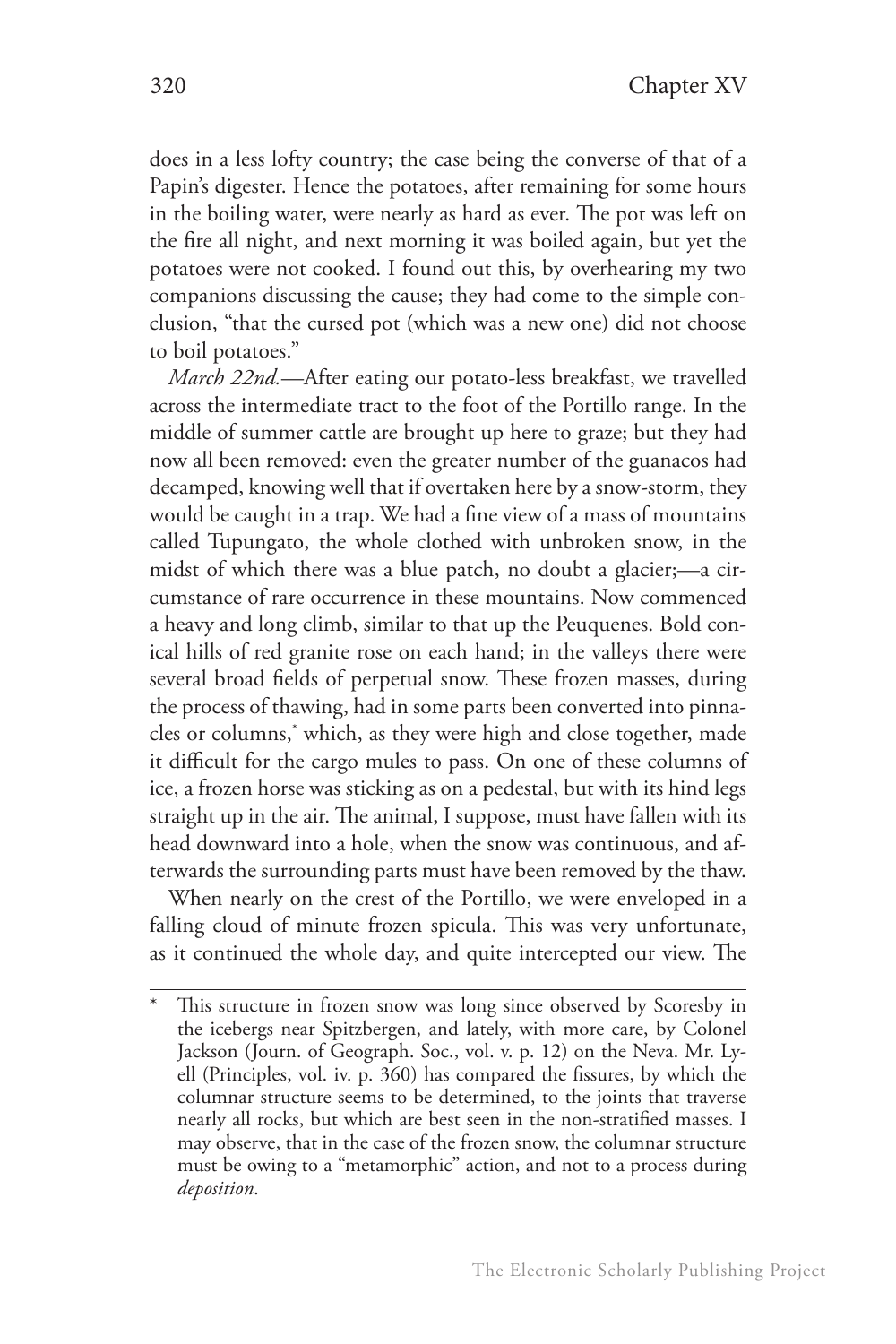does in a less lofty country; the case being the converse of that of a Papin's digester. Hence the potatoes, after remaining for some hours in the boiling water, were nearly as hard as ever. The pot was left on the fire all night, and next morning it was boiled again, but yet the potatoes were not cooked. I found out this, by overhearing my two companions discussing the cause; they had come to the simple conclusion, "that the cursed pot (which was a new one) did not choose to boil potatoes."

*March 22nd.*—After eating our potato-less breakfast, we travelled across the intermediate tract to the foot of the Portillo range. In the middle of summer cattle are brought up here to graze; but they had now all been removed: even the greater number of the guanacos had decamped, knowing well that if overtaken here by a snow-storm, they would be caught in a trap. We had a fine view of a mass of mountains called Tupungato, the whole clothed with unbroken snow, in the midst of which there was a blue patch, no doubt a glacier;—a circumstance of rare occurrence in these mountains. Now commenced a heavy and long climb, similar to that up the Peuquenes. Bold conical hills of red granite rose on each hand; in the valleys there were several broad fields of perpetual snow. These frozen masses, during the process of thawing, had in some parts been converted into pinnacles or columns,* which, as they were high and close together, made it difficult for the cargo mules to pass. On one of these columns of ice, a frozen horse was sticking as on a pedestal, but with its hind legs straight up in the air. The animal, I suppose, must have fallen with its head downward into a hole, when the snow was continuous, and afterwards the surrounding parts must have been removed by the thaw.

When nearly on the crest of the Portillo, we were enveloped in a falling cloud of minute frozen spicula. This was very unfortunate, as it continued the whole day, and quite intercepted our view. The

---

\* This structure in frozen snow was long since observed by Scoresby in the icebergs near Spitzbergen, and lately, with more care, by Colonel Jackson (Journ. of Geograph. Soc., vol. v. p. 12) on the Neva. Mr. Lyell (Principles, vol. iv. p. 360) has compared the fissures, by which the columnar structure seems to be determined, to the joints that traverse nearly all rocks, but which are best seen in the non-stratified masses. I may observe, that in the case of the frozen snow, the columnar structure must be owing to a "metamorphic" action, and not to a process during *deposition*.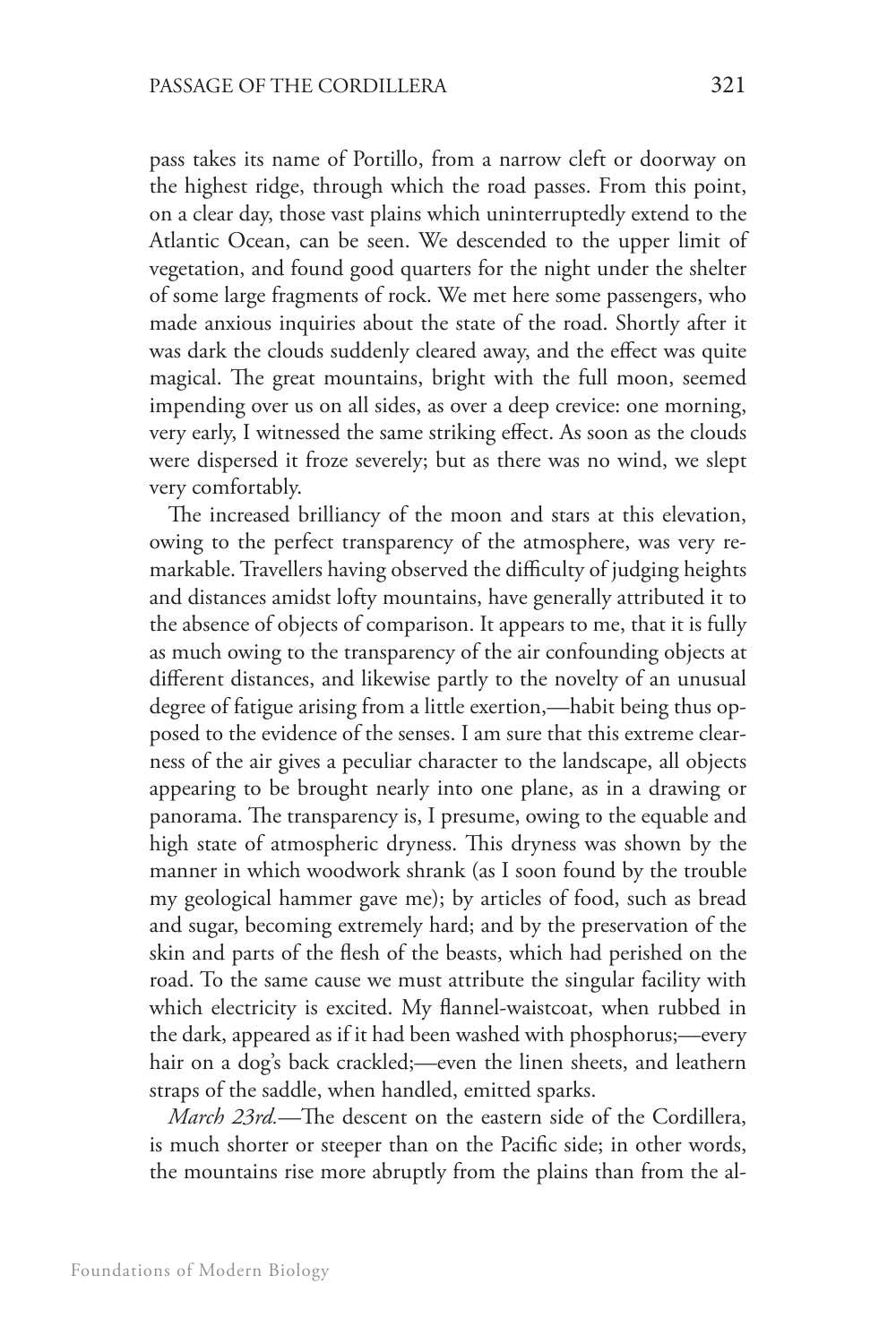pass takes its name of Portillo, from a narrow cleft or doorway on the highest ridge, through which the road passes. From this point, on a clear day, those vast plains which uninterruptedly extend to the Atlantic Ocean, can be seen. We descended to the upper limit of vegetation, and found good quarters for the night under the shelter of some large fragments of rock. We met here some passengers, who made anxious inquiries about the state of the road. Shortly after it was dark the clouds suddenly cleared away, and the effect was quite magical. The great mountains, bright with the full moon, seemed impending over us on all sides, as over a deep crevice: one morning, very early, I witnessed the same striking effect. As soon as the clouds were dispersed it froze severely; but as there was no wind, we slept very comfortably.

The increased brilliancy of the moon and stars at this elevation, owing to the perfect transparency of the atmosphere, was very remarkable. Travellers having observed the difficulty of judging heights and distances amidst lofty mountains, have generally attributed it to the absence of objects of comparison. It appears to me, that it is fully as much owing to the transparency of the air confounding objects at different distances, and likewise partly to the novelty of an unusual degree of fatigue arising from a little exertion,—habit being thus opposed to the evidence of the senses. I am sure that this extreme clearness of the air gives a peculiar character to the landscape, all objects appearing to be brought nearly into one plane, as in a drawing or panorama. The transparency is, I presume, owing to the equable and high state of atmospheric dryness. This dryness was shown by the manner in which woodwork shrank (as I soon found by the trouble my geological hammer gave me); by articles of food, such as bread and sugar, becoming extremely hard; and by the preservation of the skin and parts of the flesh of the beasts, which had perished on the road. To the same cause we must attribute the singular facility with which electricity is excited. My flannel-waistcoat, when rubbed in the dark, appeared as if it had been washed with phosphorus;—every hair on a dog's back crackled;—even the linen sheets, and leathern straps of the saddle, when handled, emitted sparks.

*March 23rd.*—The descent on the eastern side of the Cordillera, is much shorter or steeper than on the Pacific side; in other words, the mountains rise more abruptly from the plains than from the al-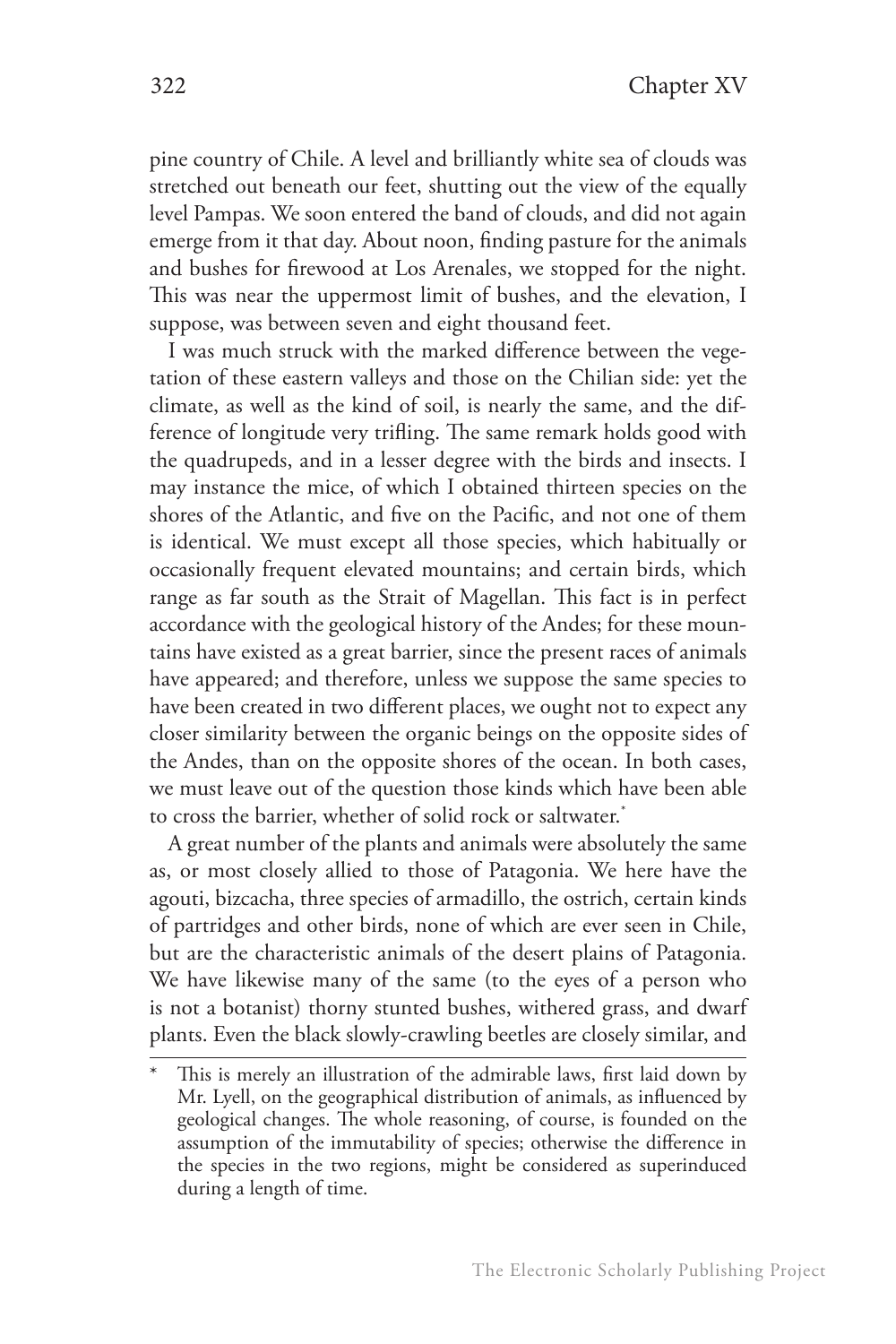pine country of Chile. A level and brilliantly white sea of clouds was stretched out beneath our feet, shutting out the view of the equally level Pampas. We soon entered the band of clouds, and did not again emerge from it that day. About noon, finding pasture for the animals and bushes for firewood at Los Arenales, we stopped for the night. This was near the uppermost limit of bushes, and the elevation, I suppose, was between seven and eight thousand feet.

I was much struck with the marked difference between the vegetation of these eastern valleys and those on the Chilian side: yet the climate, as well as the kind of soil, is nearly the same, and the difference of longitude very trifling. The same remark holds good with the quadrupeds, and in a lesser degree with the birds and insects. I may instance the mice, of which I obtained thirteen species on the shores of the Atlantic, and five on the Pacific, and not one of them is identical. We must except all those species, which habitually or occasionally frequent elevated mountains; and certain birds, which range as far south as the Strait of Magellan. This fact is in perfect accordance with the geological history of the Andes; for these mountains have existed as a great barrier, since the present races of animals have appeared; and therefore, unless we suppose the same species to have been created in two different places, we ought not to expect any closer similarity between the organic beings on the opposite sides of the Andes, than on the opposite shores of the ocean. In both cases, we must leave out of the question those kinds which have been able to cross the barrier, whether of solid rock or saltwater.*

A great number of the plants and animals were absolutely the same as, or most closely allied to those of Patagonia. We here have the agouti, bizcacha, three species of armadillo, the ostrich, certain kinds of partridges and other birds, none of which are ever seen in Chile, but are the characteristic animals of the desert plains of Patagonia. We have likewise many of the same (to the eyes of a person who is not a botanist) thorny stunted bushes, withered grass, and dwarf plants. Even the black slowly-crawling beetles are closely similar, and

* This is merely an illustration of the admirable laws, first laid down by Mr. Lyell, on the geographical distribution of animals, as influenced by geological changes. The whole reasoning, of course, is founded on the assumption of the immutability of species; otherwise the difference in the species in the two regions, might be considered as superinduced during a length of time.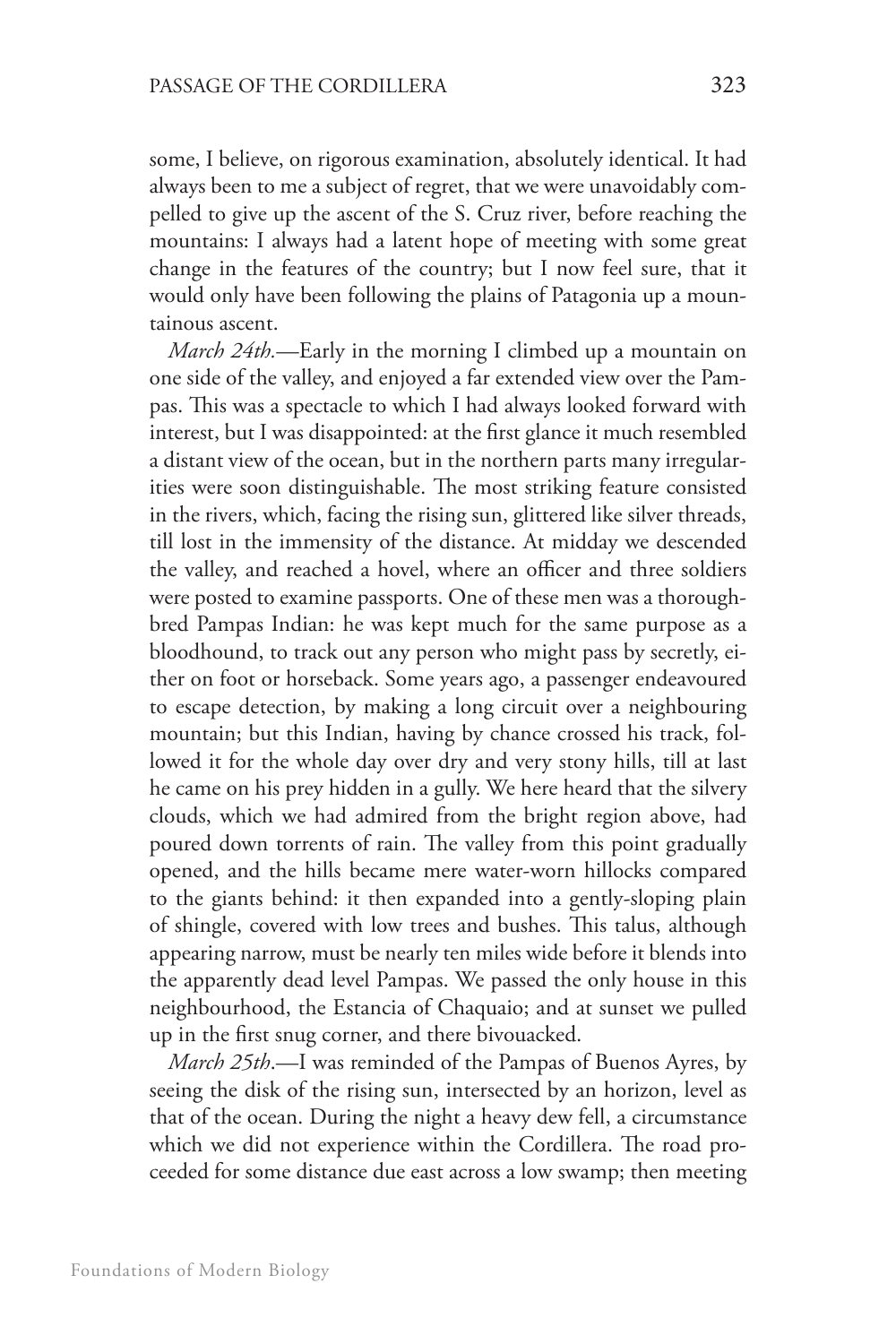some, I believe, on rigorous examination, absolutely identical. It had always been to me a subject of regret, that we were unavoidably compelled to give up the ascent of the S. Cruz river, before reaching the mountains: I always had a latent hope of meeting with some great change in the features of the country; but I now feel sure, that it would only have been following the plains of Patagonia up a mountainous ascent.

*March 24th.*—Early in the morning I climbed up a mountain on one side of the valley, and enjoyed a far extended view over the Pampas. This was a spectacle to which I had always looked forward with interest, but I was disappointed: at the first glance it much resembled a distant view of the ocean, but in the northern parts many irregularities were soon distinguishable. The most striking feature consisted in the rivers, which, facing the rising sun, glittered like silver threads, till lost in the immensity of the distance. At midday we descended the valley, and reached a hovel, where an officer and three soldiers were posted to examine passports. One of these men was a thoroughbred Pampas Indian: he was kept much for the same purpose as a bloodhound, to track out any person who might pass by secretly, either on foot or horseback. Some years ago, a passenger endeavoured to escape detection, by making a long circuit over a neighbouring mountain; but this Indian, having by chance crossed his track, followed it for the whole day over dry and very stony hills, till at last he came on his prey hidden in a gully. We here heard that the silvery clouds, which we had admired from the bright region above, had poured down torrents of rain. The valley from this point gradually opened, and the hills became mere water-worn hillocks compared to the giants behind: it then expanded into a gently-sloping plain of shingle, covered with low trees and bushes. This talus, although appearing narrow, must be nearly ten miles wide before it blends into the apparently dead level Pampas. We passed the only house in this neighbourhood, the Estancia of Chaquaio; and at sunset we pulled up in the first snug corner, and there bivouacked.

*March 25th.*—I was reminded of the Pampas of Buenos Ayres, by seeing the disk of the rising sun, intersected by an horizon, level as that of the ocean. During the night a heavy dew fell, a circumstance which we did not experience within the Cordillera. The road proceeded for some distance due east across a low swamp; then meeting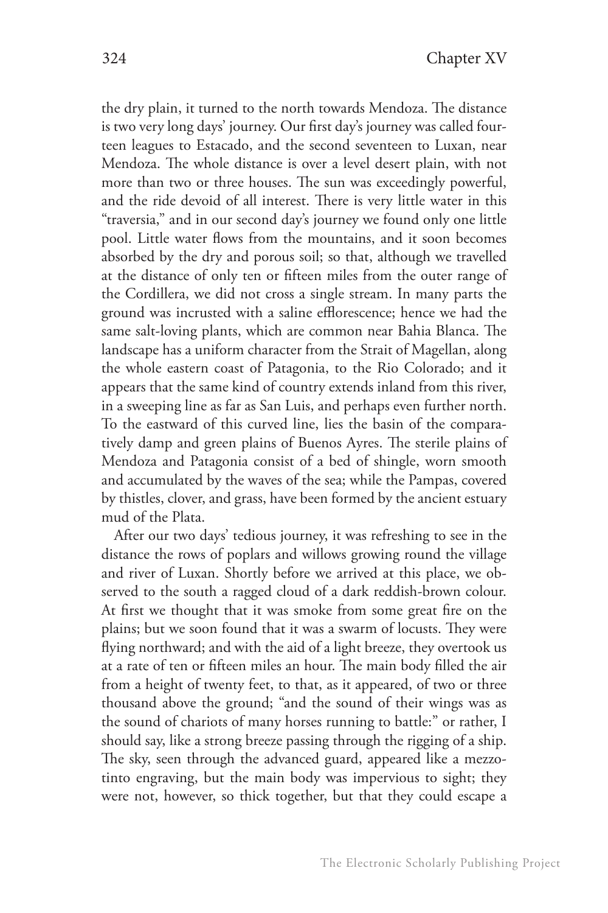the dry plain, it turned to the north towards Mendoza. The distance is two very long days' journey. Our first day's journey was called fourteen leagues to Estacado, and the second seventeen to Luxan, near Mendoza. The whole distance is over a level desert plain, with not more than two or three houses. The sun was exceedingly powerful, and the ride devoid of all interest. There is very little water in this "traversia," and in our second day's journey we found only one little pool. Little water flows from the mountains, and it soon becomes absorbed by the dry and porous soil; so that, although we travelled at the distance of only ten or fifteen miles from the outer range of the Cordillera, we did not cross a single stream. In many parts the ground was incrusted with a saline efflorescence; hence we had the same salt-loving plants, which are common near Bahia Blanca. The landscape has a uniform character from the Strait of Magellan, along the whole eastern coast of Patagonia, to the Rio Colorado; and it appears that the same kind of country extends inland from this river, in a sweeping line as far as San Luis, and perhaps even further north. To the eastward of this curved line, lies the basin of the comparatively damp and green plains of Buenos Ayres. The sterile plains of Mendoza and Patagonia consist of a bed of shingle, worn smooth and accumulated by the waves of the sea; while the Pampas, covered by thistles, clover, and grass, have been formed by the ancient estuary mud of the Plata.

After our two days' tedious journey, it was refreshing to see in the distance the rows of poplars and willows growing round the village and river of Luxan. Shortly before we arrived at this place, we observed to the south a ragged cloud of a dark reddish-brown colour. At first we thought that it was smoke from some great fire on the plains; but we soon found that it was a swarm of locusts. They were flying northward; and with the aid of a light breeze, they overtook us at a rate of ten or fifteen miles an hour. The main body filled the air from a height of twenty feet, to that, as it appeared, of two or three thousand above the ground; "and the sound of their wings was as the sound of chariots of many horses running to battle:" or rather, I should say, like a strong breeze passing through the rigging of a ship. The sky, seen through the advanced guard, appeared like a mezzotinto engraving, but the main body was impervious to sight; they were not, however, so thick together, but that they could escape a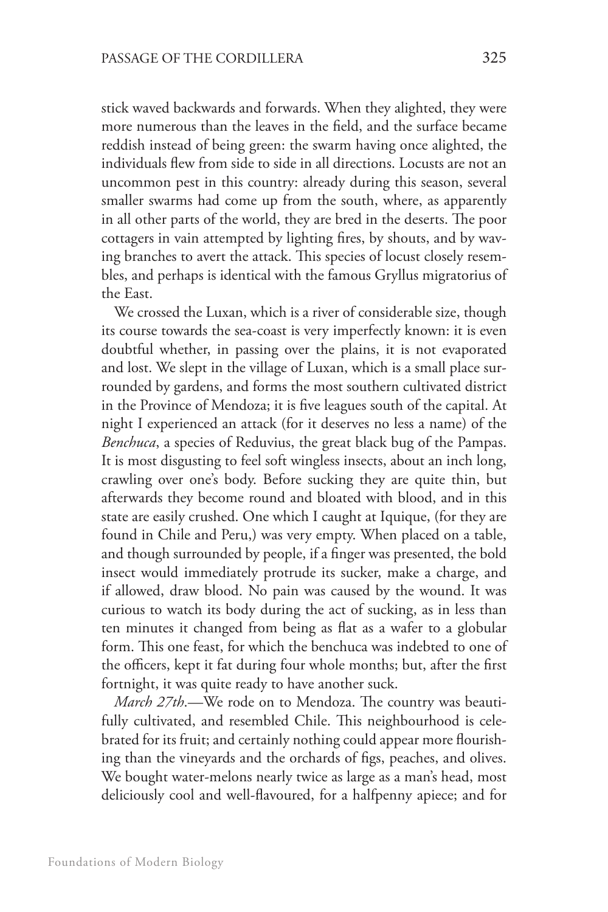stick waved backwards and forwards. When they alighted, they were more numerous than the leaves in the field, and the surface became reddish instead of being green: the swarm having once alighted, the individuals flew from side to side in all directions. Locusts are not an uncommon pest in this country: already during this season, several smaller swarms had come up from the south, where, as apparently in all other parts of the world, they are bred in the deserts. The poor cottagers in vain attempted by lighting fires, by shouts, and by waving branches to avert the attack. This species of locust closely resembles, and perhaps is identical with the famous Gryllus migratorius of the East.

We crossed the Luxan, which is a river of considerable size, though its course towards the sea-coast is very imperfectly known: it is even doubtful whether, in passing over the plains, it is not evaporated and lost. We slept in the village of Luxan, which is a small place surrounded by gardens, and forms the most southern cultivated district in the Province of Mendoza; it is five leagues south of the capital. At night I experienced an attack (for it deserves no less a name) of the *Benchuca*, a species of Reduvius, the great black bug of the Pampas. It is most disgusting to feel soft wingless insects, about an inch long, crawling over one's body. Before sucking they are quite thin, but afterwards they become round and bloated with blood, and in this state are easily crushed. One which I caught at Iquique, (for they are found in Chile and Peru,) was very empty. When placed on a table, and though surrounded by people, if a finger was presented, the bold insect would immediately protrude its sucker, make a charge, and if allowed, draw blood. No pain was caused by the wound. It was curious to watch its body during the act of sucking, as in less than ten minutes it changed from being as flat as a wafer to a globular form. This one feast, for which the benchuca was indebted to one of the officers, kept it fat during four whole months; but, after the first fortnight, it was quite ready to have another suck.

*March 27th*.—We rode on to Mendoza. The country was beautifully cultivated, and resembled Chile. This neighbourhood is celebrated for its fruit; and certainly nothing could appear more flourishing than the vineyards and the orchards of figs, peaches, and olives. We bought water-melons nearly twice as large as a man's head, most deliciously cool and well-flavoured, for a halfpenny apiece; and for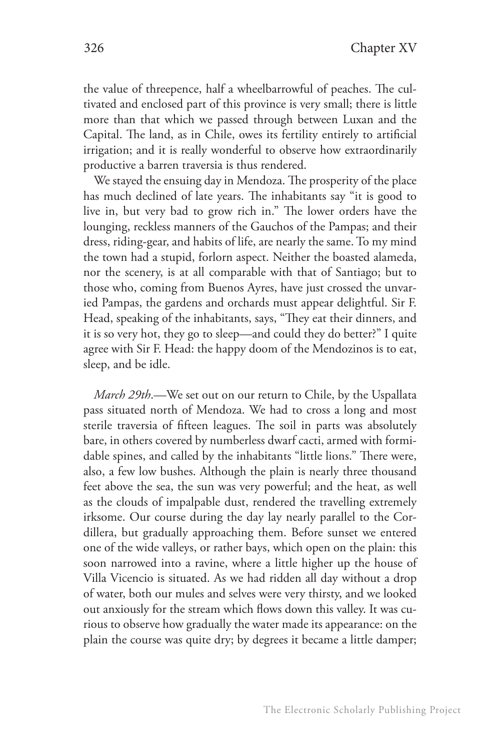the value of threepence, half a wheelbarrowful of peaches. The cultivated and enclosed part of this province is very small; there is little more than that which we passed through between Luxan and the Capital. The land, as in Chile, owes its fertility entirely to artificial irrigation; and it is really wonderful to observe how extraordinarily productive a barren traversia is thus rendered.

We stayed the ensuing day in Mendoza. The prosperity of the place has much declined of late years. The inhabitants say "it is good to live in, but very bad to grow rich in." The lower orders have the lounging, reckless manners of the Gauchos of the Pampas; and their dress, riding-gear, and habits of life, are nearly the same. To my mind the town had a stupid, forlorn aspect. Neither the boasted alameda, nor the scenery, is at all comparable with that of Santiago; but to those who, coming from Buenos Ayres, have just crossed the unvaried Pampas, the gardens and orchards must appear delightful. Sir F. Head, speaking of the inhabitants, says, "They eat their dinners, and it is so very hot, they go to sleep—and could they do better?" I quite agree with Sir F. Head: the happy doom of the Mendozinos is to eat, sleep, and be idle.

*March 29th*.—We set out on our return to Chile, by the Uspallata pass situated north of Mendoza. We had to cross a long and most sterile traversia of fifteen leagues. The soil in parts was absolutely bare, in others covered by numberless dwarf cacti, armed with formidable spines, and called by the inhabitants "little lions." There were, also, a few low bushes. Although the plain is nearly three thousand feet above the sea, the sun was very powerful; and the heat, as well as the clouds of impalpable dust, rendered the travelling extremely irksome. Our course during the day lay nearly parallel to the Cordillera, but gradually approaching them. Before sunset we entered one of the wide valleys, or rather bays, which open on the plain: this soon narrowed into a ravine, where a little higher up the house of Villa Vicencio is situated. As we had ridden all day without a drop of water, both our mules and selves were very thirsty, and we looked out anxiously for the stream which flows down this valley. It was curious to observe how gradually the water made its appearance: on the plain the course was quite dry; by degrees it became a little damper;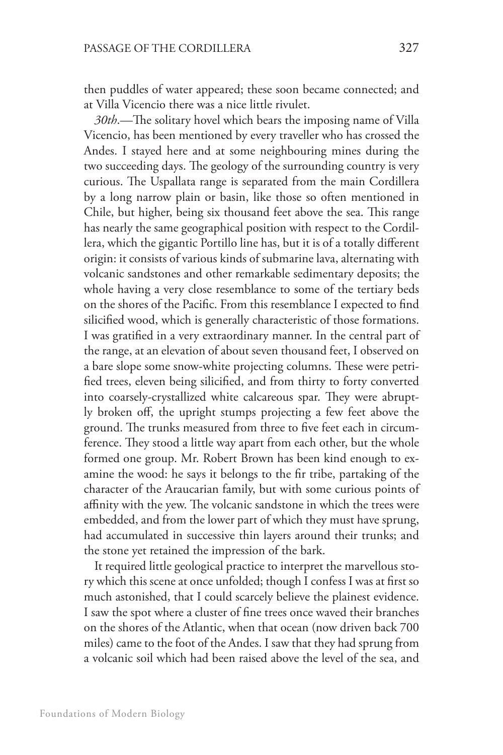then puddles of water appeared; these soon became connected; and at Villa Vicencio there was a nice little rivulet.

*30th*.—The solitary hovel which bears the imposing name of Villa Vicencio, has been mentioned by every traveller who has crossed the Andes. I stayed here and at some neighbouring mines during the two succeeding days. The geology of the surrounding country is very curious. The Uspallata range is separated from the main Cordillera by a long narrow plain or basin, like those so often mentioned in Chile, but higher, being six thousand feet above the sea. This range has nearly the same geographical position with respect to the Cordillera, which the gigantic Portillo line has, but it is of a totally different origin: it consists of various kinds of submarine lava, alternating with volcanic sandstones and other remarkable sedimentary deposits; the whole having a very close resemblance to some of the tertiary beds on the shores of the Pacific. From this resemblance I expected to find silicified wood, which is generally characteristic of those formations. I was gratified in a very extraordinary manner. In the central part of the range, at an elevation of about seven thousand feet, I observed on a bare slope some snow-white projecting columns. These were petrified trees, eleven being silicified, and from thirty to forty converted into coarsely-crystallized white calcareous spar. They were abruptly broken off, the upright stumps projecting a few feet above the ground. The trunks measured from three to five feet each in circumference. They stood a little way apart from each other, but the whole formed one group. Mr. Robert Brown has been kind enough to examine the wood: he says it belongs to the fir tribe, partaking of the character of the Araucarian family, but with some curious points of affinity with the yew. The volcanic sandstone in which the trees were embedded, and from the lower part of which they must have sprung, had accumulated in successive thin layers around their trunks; and the stone yet retained the impression of the bark.

It required little geological practice to interpret the marvellous story which this scene at once unfolded; though I confess I was at first so much astonished, that I could scarcely believe the plainest evidence. I saw the spot where a cluster of fine trees once waved their branches on the shores of the Atlantic, when that ocean (now driven back 700 miles) came to the foot of the Andes. I saw that they had sprung from a volcanic soil which had been raised above the level of the sea, and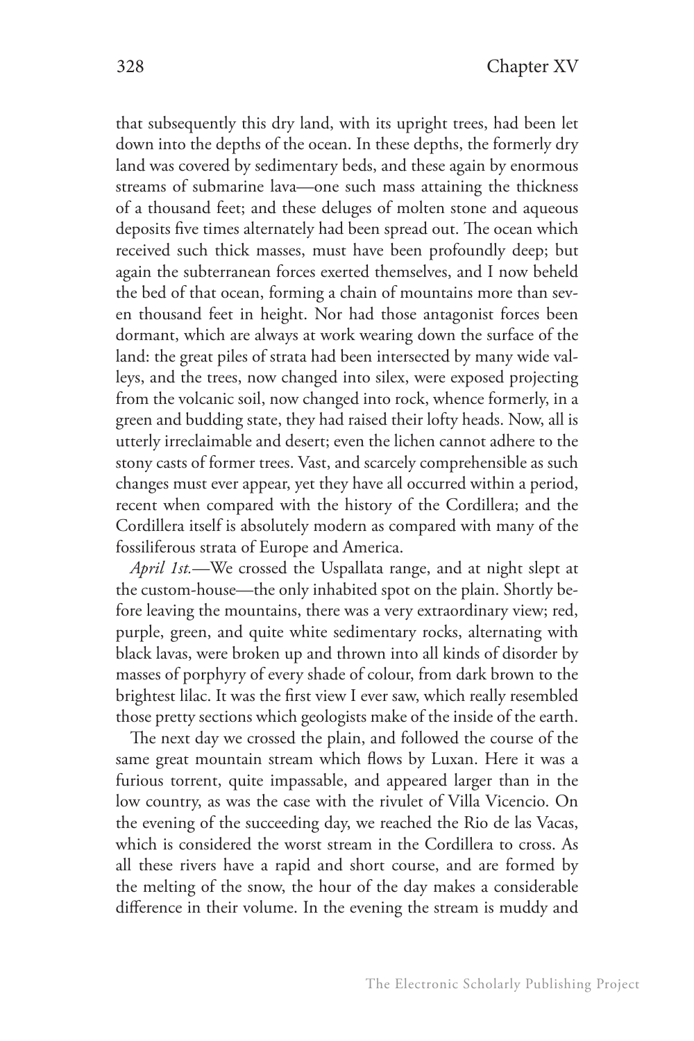that subsequently this dry land, with its upright trees, had been let down into the depths of the ocean. In these depths, the formerly dry land was covered by sedimentary beds, and these again by enormous streams of submarine lava—one such mass attaining the thickness of a thousand feet; and these deluges of molten stone and aqueous deposits five times alternately had been spread out. The ocean which received such thick masses, must have been profoundly deep; but again the subterranean forces exerted themselves, and I now beheld the bed of that ocean, forming a chain of mountains more than seven thousand feet in height. Nor had those antagonist forces been dormant, which are always at work wearing down the surface of the land: the great piles of strata had been intersected by many wide valleys, and the trees, now changed into silex, were exposed projecting from the volcanic soil, now changed into rock, whence formerly, in a green and budding state, they had raised their lofty heads. Now, all is utterly irreclaimable and desert; even the lichen cannot adhere to the stony casts of former trees. Vast, and scarcely comprehensible as such changes must ever appear, yet they have all occurred within a period, recent when compared with the history of the Cordillera; and the Cordillera itself is absolutely modern as compared with many of the fossiliferous strata of Europe and America.

*April 1st.*—We crossed the Uspallata range, and at night slept at the custom-house—the only inhabited spot on the plain. Shortly before leaving the mountains, there was a very extraordinary view; red, purple, green, and quite white sedimentary rocks, alternating with black lavas, were broken up and thrown into all kinds of disorder by masses of porphyry of every shade of colour, from dark brown to the brightest lilac. It was the first view I ever saw, which really resembled those pretty sections which geologists make of the inside of the earth.

The next day we crossed the plain, and followed the course of the same great mountain stream which flows by Luxan. Here it was a furious torrent, quite impassable, and appeared larger than in the low country, as was the case with the rivulet of Villa Vicencio. On the evening of the succeeding day, we reached the Rio de las Vacas, which is considered the worst stream in the Cordillera to cross. As all these rivers have a rapid and short course, and are formed by the melting of the snow, the hour of the day makes a considerable difference in their volume. In the evening the stream is muddy and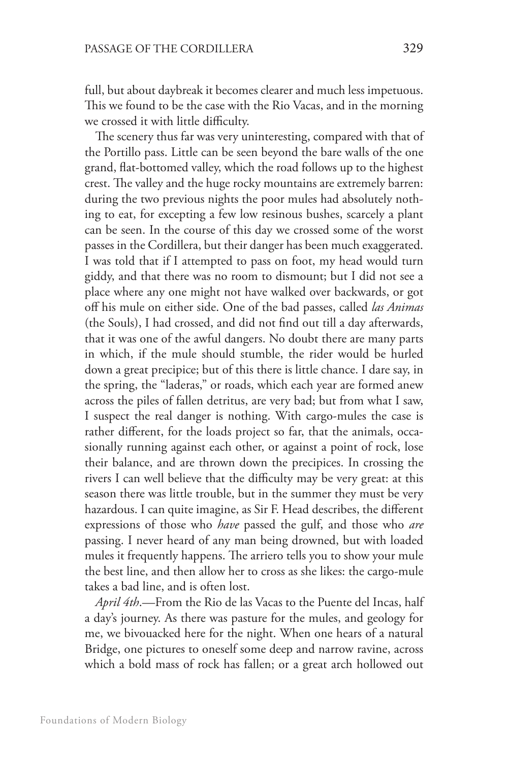full, but about daybreak it becomes clearer and much less impetuous. This we found to be the case with the Rio Vacas, and in the morning we crossed it with little difficulty.

The scenery thus far was very uninteresting, compared with that of the Portillo pass. Little can be seen beyond the bare walls of the one grand, flat-bottomed valley, which the road follows up to the highest crest. The valley and the huge rocky mountains are extremely barren: during the two previous nights the poor mules had absolutely nothing to eat, for excepting a few low resinous bushes, scarcely a plant can be seen. In the course of this day we crossed some of the worst passes in the Cordillera, but their danger has been much exaggerated. I was told that if I attempted to pass on foot, my head would turn giddy, and that there was no room to dismount; but I did not see a place where any one might not have walked over backwards, or got off his mule on either side. One of the bad passes, called *las Animas* (the Souls), I had crossed, and did not find out till a day afterwards, that it was one of the awful dangers. No doubt there are many parts in which, if the mule should stumble, the rider would be hurled down a great precipice; but of this there is little chance. I dare say, in the spring, the "laderas," or roads, which each year are formed anew across the piles of fallen detritus, are very bad; but from what I saw, I suspect the real danger is nothing. With cargo-mules the case is rather different, for the loads project so far, that the animals, occasionally running against each other, or against a point of rock, lose their balance, and are thrown down the precipices. In crossing the rivers I can well believe that the difficulty may be very great: at this season there was little trouble, but in the summer they must be very hazardous. I can quite imagine, as Sir F. Head describes, the different expressions of those who *have* passed the gulf, and those who *are* passing. I never heard of any man being drowned, but with loaded mules it frequently happens. The arriero tells you to show your mule the best line, and then allow her to cross as she likes: the cargo-mule takes a bad line, and is often lost.

*April 4th*.—From the Rio de las Vacas to the Puente del Incas, half a day's journey. As there was pasture for the mules, and geology for me, we bivouacked here for the night. When one hears of a natural Bridge, one pictures to oneself some deep and narrow ravine, across which a bold mass of rock has fallen; or a great arch hollowed out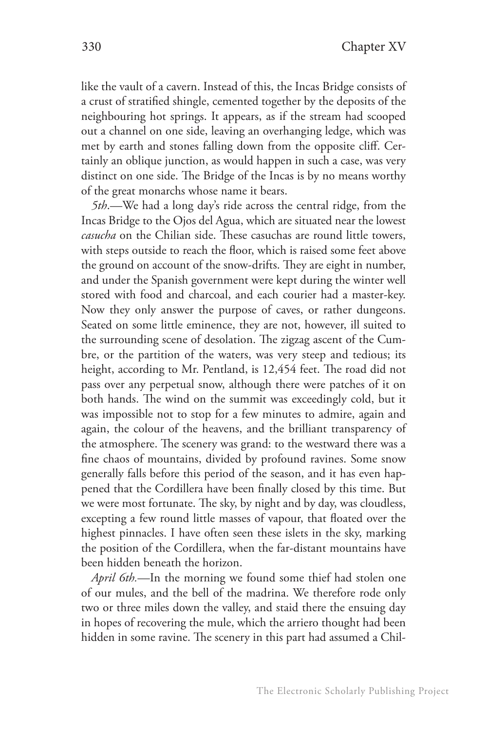like the vault of a cavern. Instead of this, the Incas Bridge consists of a crust of stratified shingle, cemented together by the deposits of the neighbouring hot springs. It appears, as if the stream had scooped out a channel on one side, leaving an overhanging ledge, which was met by earth and stones falling down from the opposite cliff. Certainly an oblique junction, as would happen in such a case, was very distinct on one side. The Bridge of the Incas is by no means worthy of the great monarchs whose name it bears.

*5th*.—We had a long day's ride across the central ridge, from the Incas Bridge to the Ojos del Agua, which are situated near the lowest *casucha* on the Chilian side. These casuchas are round little towers, with steps outside to reach the floor, which is raised some feet above the ground on account of the snow-drifts. They are eight in number, and under the Spanish government were kept during the winter well stored with food and charcoal, and each courier had a master-key. Now they only answer the purpose of caves, or rather dungeons. Seated on some little eminence, they are not, however, ill suited to the surrounding scene of desolation. The zigzag ascent of the Cumbre, or the partition of the waters, was very steep and tedious; its height, according to Mr. Pentland, is 12,454 feet. The road did not pass over any perpetual snow, although there were patches of it on both hands. The wind on the summit was exceedingly cold, but it was impossible not to stop for a few minutes to admire, again and again, the colour of the heavens, and the brilliant transparency of the atmosphere. The scenery was grand: to the westward there was a fine chaos of mountains, divided by profound ravines. Some snow generally falls before this period of the season, and it has even happened that the Cordillera have been finally closed by this time. But we were most fortunate. The sky, by night and by day, was cloudless, excepting a few round little masses of vapour, that floated over the highest pinnacles. I have often seen these islets in the sky, marking the position of the Cordillera, when the far-distant mountains have been hidden beneath the horizon.

*April 6th*.—In the morning we found some thief had stolen one of our mules, and the bell of the madrina. We therefore rode only two or three miles down the valley, and staid there the ensuing day in hopes of recovering the mule, which the arriero thought had been hidden in some ravine. The scenery in this part had assumed a Chil-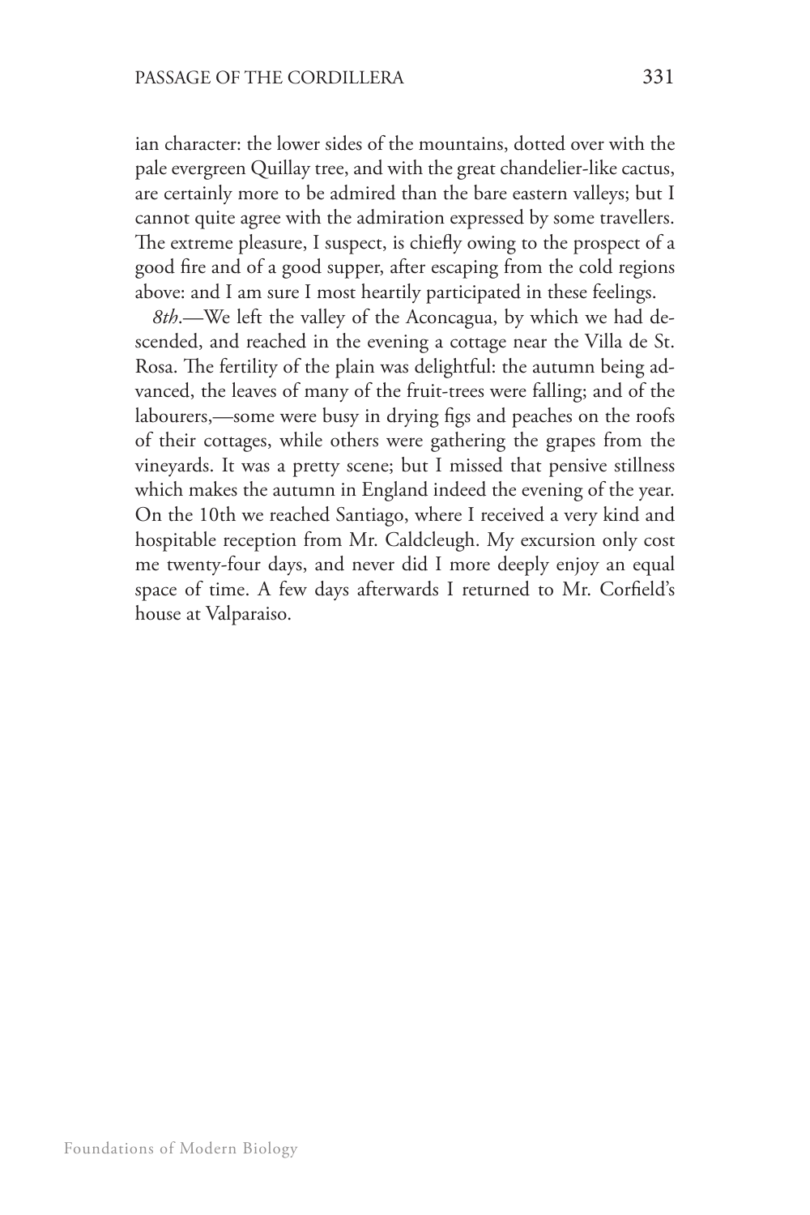ian character: the lower sides of the mountains, dotted over with the pale evergreen Quillay tree, and with the great chandelier-like cactus, are certainly more to be admired than the bare eastern valleys; but I cannot quite agree with the admiration expressed by some travellers. The extreme pleasure, I suspect, is chiefly owing to the prospect of a good fire and of a good supper, after escaping from the cold regions above: and I am sure I most heartily participated in these feelings.

*8th*.—We left the valley of the Aconcagua, by which we had descended, and reached in the evening a cottage near the Villa de St. Rosa. The fertility of the plain was delightful: the autumn being advanced, the leaves of many of the fruit-trees were falling; and of the labourers,—some were busy in drying figs and peaches on the roofs of their cottages, while others were gathering the grapes from the vineyards. It was a pretty scene; but I missed that pensive stillness which makes the autumn in England indeed the evening of the year. On the 10th we reached Santiago, where I received a very kind and hospitable reception from Mr. Caldcleugh. My excursion only cost me twenty-four days, and never did I more deeply enjoy an equal space of time. A few days afterwards I returned to Mr. Corfield's house at Valparaiso.